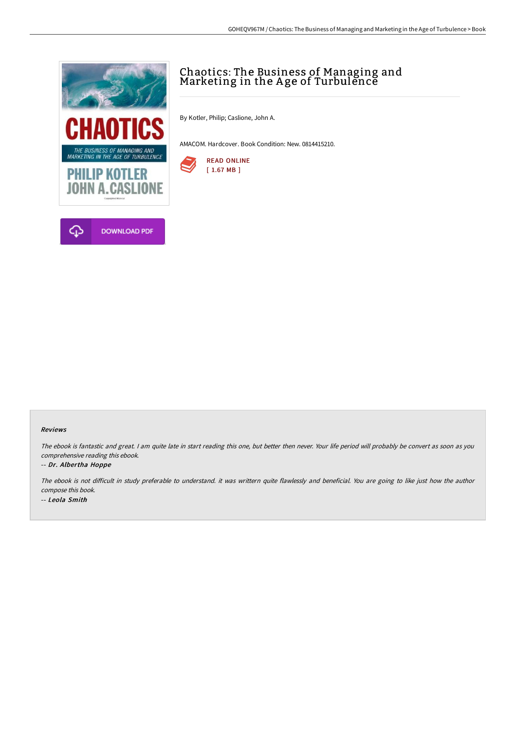# Chaotics: The Business of Managing and Marketing in the Age of Turbulence

By Kotler, Philip; Caslione, John A.

AMACOM. Hardcover. Book Condition: New. 0814415210.

READ ONLINE
[ 1.67 MB ]

DOWNLOAD PDF

### Reviews

*The ebook is fantastic and great. I am quite late in start reading this one, but better then never. Your life period will probably be convert as soon as you comprehensive reading this ebook.*

*-- Dr. Albertha Hoppe*

*The ebook is not difficult in study preferable to understand. it was writtern quite flawlessly and beneficial. You are going to like just how the author compose this book.*

*-- Leola Smith*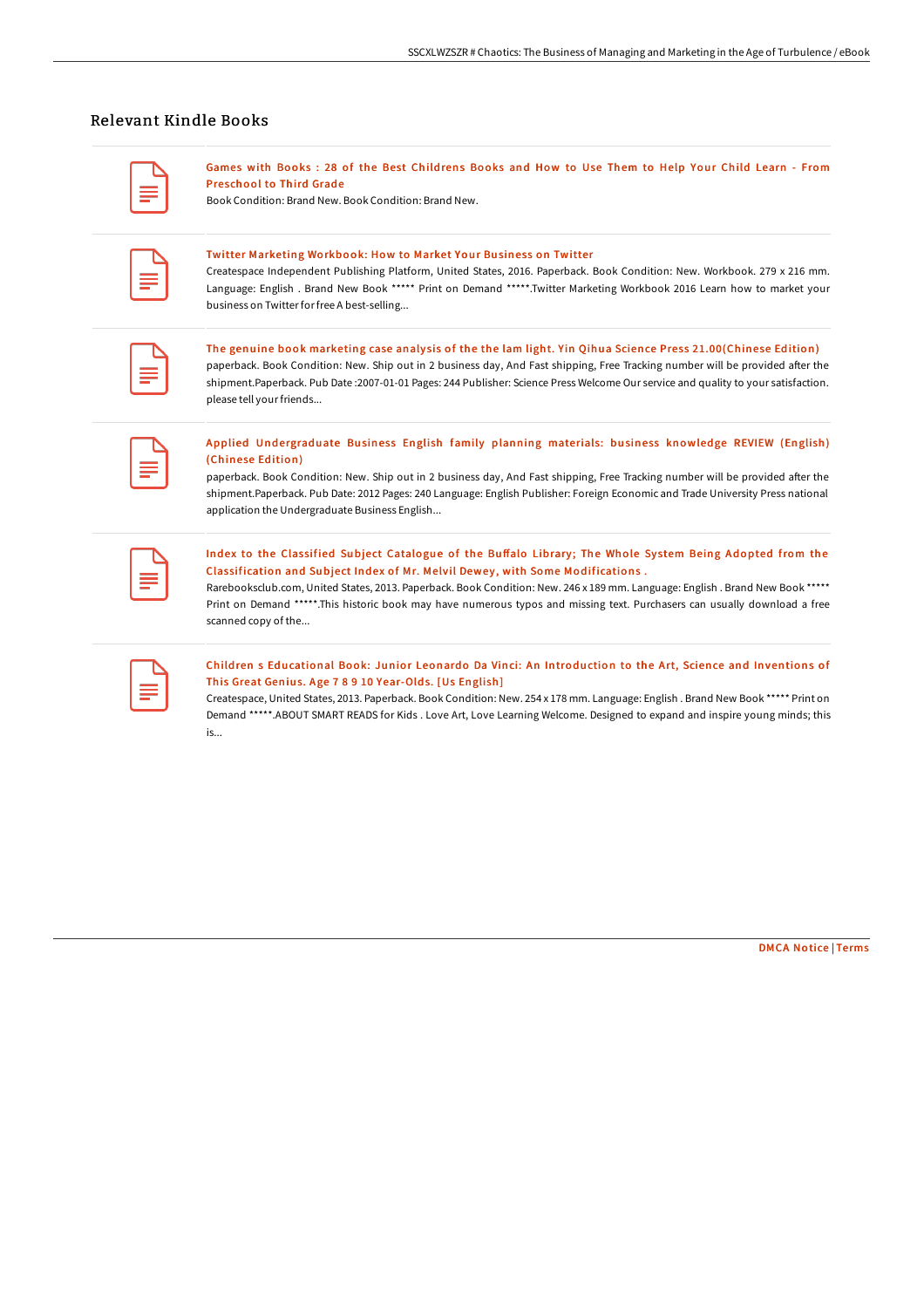## Relevant Kindle Books

**Games with Books : 28 of the Best Childrens Books and How to Use Them to Help Your Child Learn - From Preschool to Third Grade**

Book Condition: Brand New. Book Condition: Brand New.

**Twitter Marketing Workbook: How to Market Your Business on Twitter**

Createspace Independent Publishing Platform, United States, 2016. Paperback. Book Condition: New. Workbook. 279 x 216 mm. Language: English . Brand New Book ***** Print on Demand *****.Twitter Marketing Workbook 2016 Learn how to market your business on Twitter for free A best-selling...

**The genuine book marketing case analysis of the the lam light. Yin Qihua Science Press 21.00(Chinese Edition)**

paperback. Book Condition: New. Ship out in 2 business day, And Fast shipping, Free Tracking number will be provided after the shipment.Paperback. Pub Date :2007-01-01 Pages: 244 Publisher: Science Press Welcome Our service and quality to your satisfaction. please tell your friends...

**Applied Undergraduate Business English family planning materials: business knowledge REVIEW (English)(Chinese Edition)**

paperback. Book Condition: New. Ship out in 2 business day, And Fast shipping, Free Tracking number will be provided after the shipment.Paperback. Pub Date: 2012 Pages: 240 Language: English Publisher: Foreign Economic and Trade University Press national application the Undergraduate Business English...

**Index to the Classified Subject Catalogue of the Buffalo Library; The Whole System Being Adopted from the Classification and Subject Index of Mr. Melvil Dewey, with Some Modifications .**

Rarebooksclub.com, United States, 2013. Paperback. Book Condition: New. 246 x 189 mm. Language: English . Brand New Book ***** Print on Demand *****.This historic book may have numerous typos and missing text. Purchasers can usually download a free scanned copy of the...

**Children s Educational Book: Junior Leonardo Da Vinci: An Introduction to the Art, Science and Inventions of This Great Genius. Age 7 8 9 10 Year-Olds. [Us English]**

Createspace, United States, 2013. Paperback. Book Condition: New. 254 x 178 mm. Language: English . Brand New Book ***** Print on Demand *****.ABOUT SMART READS for Kids . Love Art, Love Learning Welcome. Designed to expand and inspire young minds; this is...

DMCA Notice | Terms